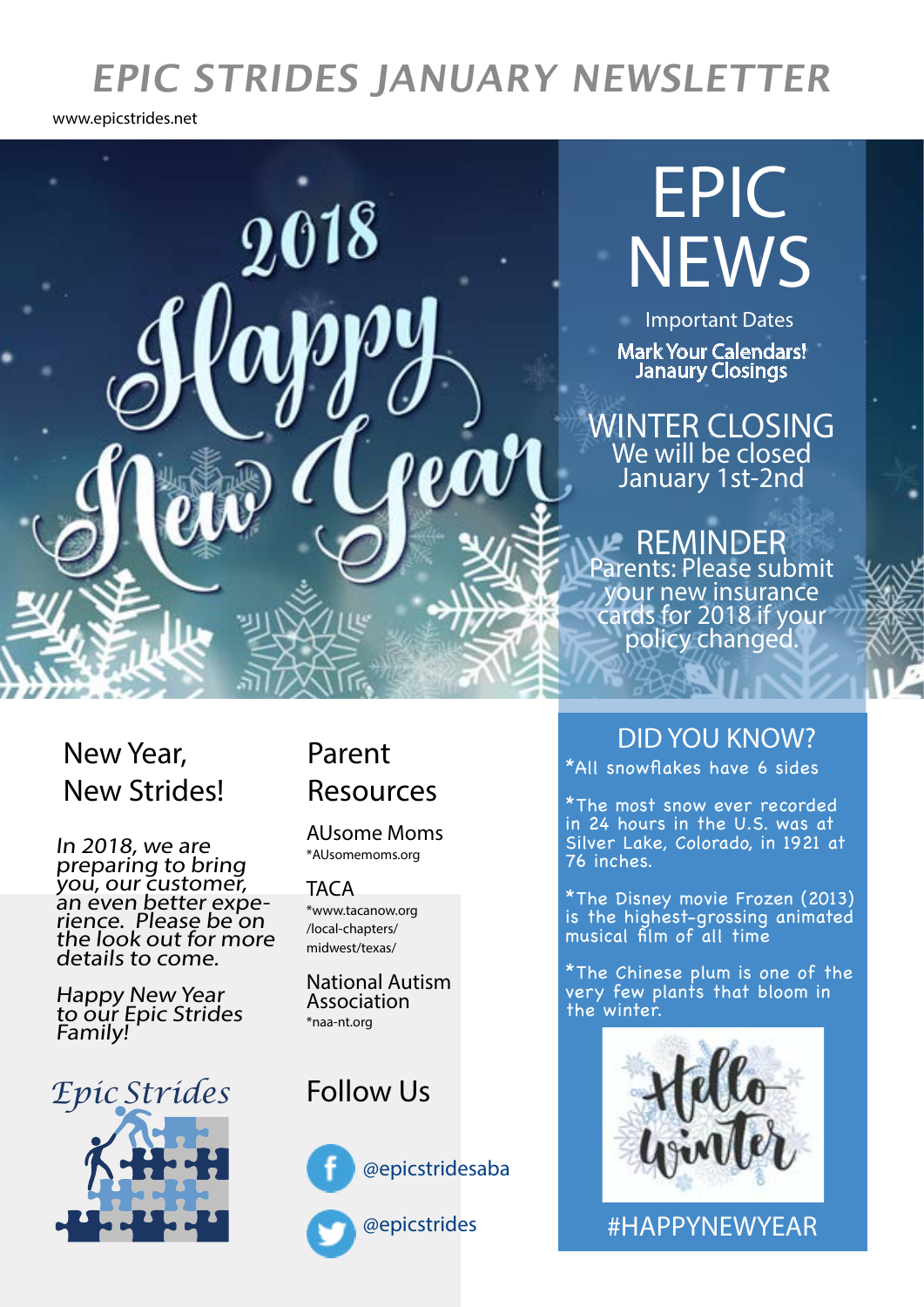# EPIC STRIDES JANUARY NEWSLETTER

www.epicstrides.net

2018 Happy New Year

## EPIC NEWS

Important Dates

**Mark Your Calendars!**
**Janaury Closings**

### WINTER CLOSING

We will be closed January 1st-2nd

### REMINDER

Parents: Please submit your new insurance cards for 2018 if your policy changed.

## New Year, New Strides!

*In 2018, we are preparing to bring you, our customer, an even better experience. Please be on the look out for more details to come.*

*Happy New Year to our Epic Strides Family!*

*Epic Strides*

## Parent Resources

AUsome Moms
*AUsomemoms.org

TACA
*www.tacanow.org/local-chapters/midwest/texas/

National Autism Association
*naa-nt.org

## Follow Us

@epicstridesaba

@epicstrides

## DID YOU KNOW?

*All snowflakes have 6 sides

*The most snow ever recorded in 24 hours in the U.S. was at Silver Lake, Colorado, in 1921 at 76 inches.

*The Disney movie Frozen (2013) is the highest-grossing animated musical film of all time

*The Chinese plum is one of the very few plants that bloom in the winter.

Hello Winter

#HAPPYNEWYEAR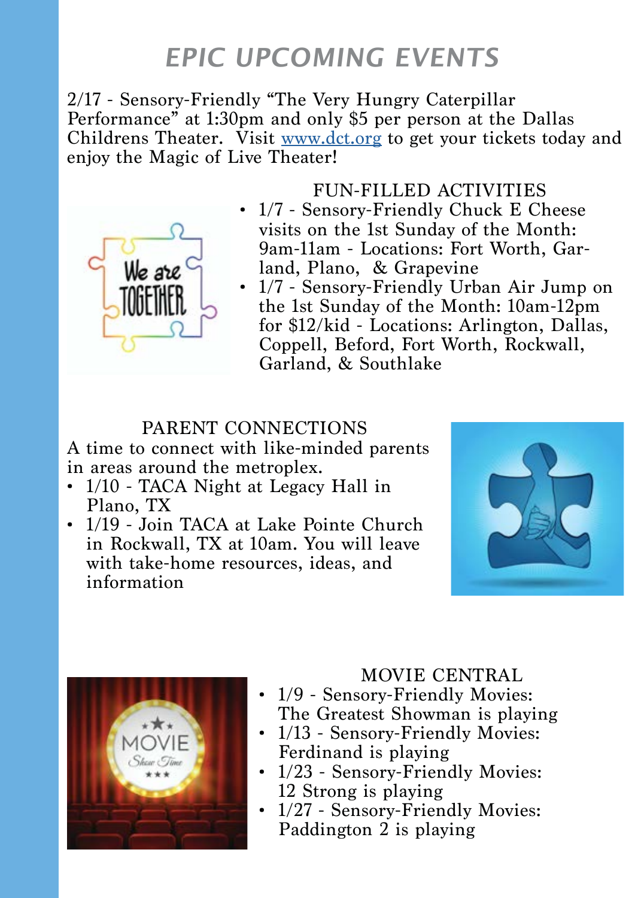# EPIC UPCOMING EVENTS

2/17 - Sensory-Friendly "The Very Hungry Caterpillar Performance" at 1:30pm and only $5 per person at the Dallas Childrens Theater. Visit www.dct.org to get your tickets today and enjoy the Magic of Live Theater!

## FUN-FILLED ACTIVITIES

- 1/7 - Sensory-Friendly Chuck E Cheese visits on the 1st Sunday of the Month: 9am-11am - Locations: Fort Worth, Garland, Plano, & Grapevine
- 1/7 - Sensory-Friendly Urban Air Jump on the 1st Sunday of the Month: 10am-12pm for $12/kid - Locations: Arlington, Dallas, Coppell, Beford, Fort Worth, Rockwall, Garland, & Southlake

## PARENT CONNECTIONS

A time to connect with like-minded parents in areas around the metroplex.

- 1/10 - TACA Night at Legacy Hall in Plano, TX
- 1/19 - Join TACA at Lake Pointe Church in Rockwall, TX at 10am. You will leave with take-home resources, ideas, and information

## MOVIE CENTRAL

- 1/9 - Sensory-Friendly Movies: The Greatest Showman is playing
- 1/13 - Sensory-Friendly Movies: Ferdinand is playing
- 1/23 - Sensory-Friendly Movies: 12 Strong is playing
- 1/27 - Sensory-Friendly Movies: Paddington 2 is playing